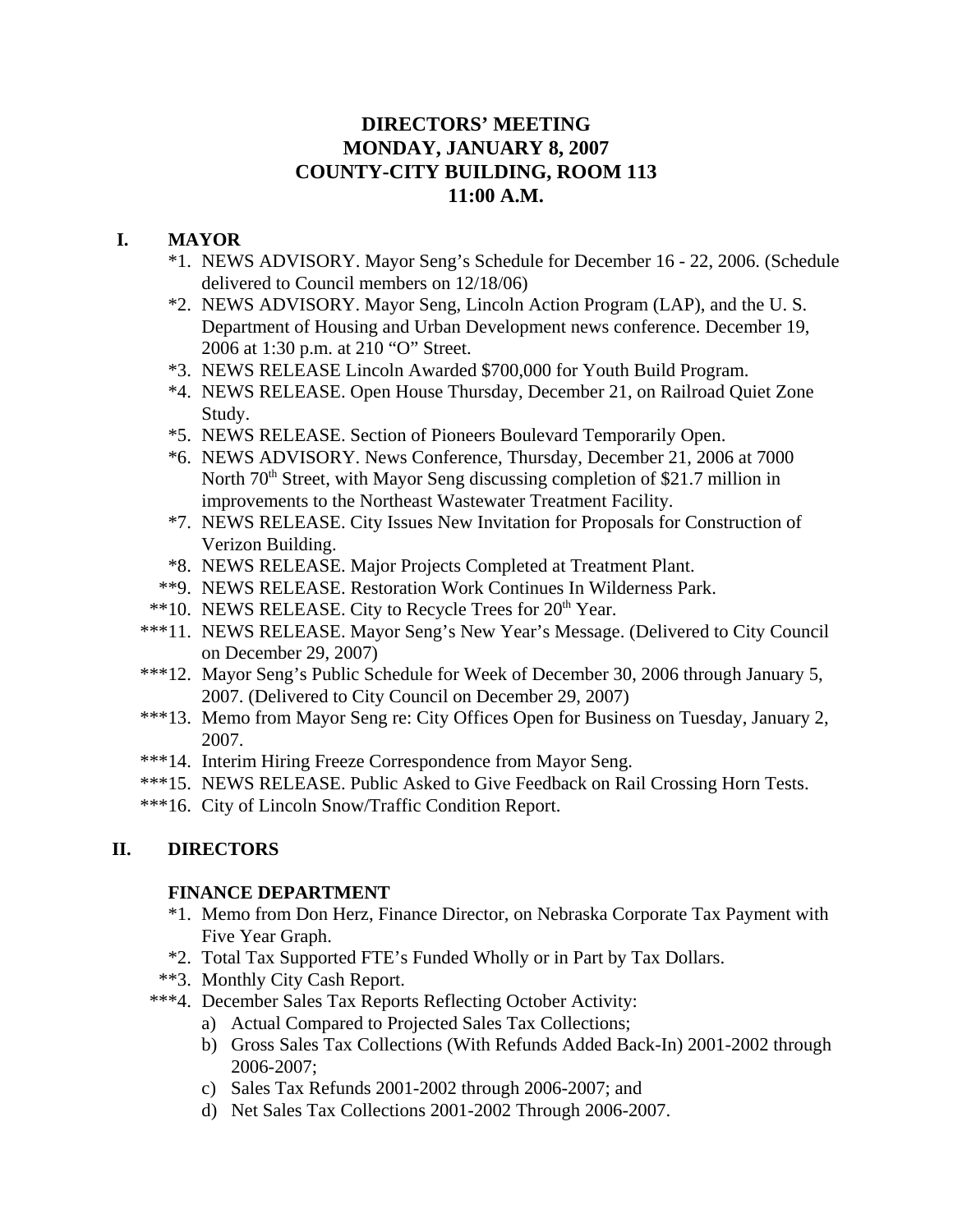# DIRECTORS' MEETING
# MONDAY, JANUARY 8, 2007
# COUNTY-CITY BUILDING, ROOM 113
# 11:00 A.M.

## I. MAYOR

*1. NEWS ADVISORY. Mayor Seng's Schedule for December 16 - 22, 2006. (Schedule delivered to Council members on 12/18/06)

*2. NEWS ADVISORY. Mayor Seng, Lincoln Action Program (LAP), and the U. S. Department of Housing and Urban Development news conference. December 19, 2006 at 1:30 p.m. at 210 "O" Street.

*3. NEWS RELEASE Lincoln Awarded $700,000 for Youth Build Program.

*4. NEWS RELEASE. Open House Thursday, December 21, on Railroad Quiet Zone Study.

*5. NEWS RELEASE. Section of Pioneers Boulevard Temporarily Open.

*6. NEWS ADVISORY. News Conference, Thursday, December 21, 2006 at 7000 North 70th Street, with Mayor Seng discussing completion of $21.7 million in improvements to the Northeast Wastewater Treatment Facility.

*7. NEWS RELEASE. City Issues New Invitation for Proposals for Construction of Verizon Building.

*8. NEWS RELEASE. Major Projects Completed at Treatment Plant.

**9. NEWS RELEASE. Restoration Work Continues In Wilderness Park.

**10. NEWS RELEASE. City to Recycle Trees for 20th Year.

***11. NEWS RELEASE. Mayor Seng's New Year's Message. (Delivered to City Council on December 29, 2007)

***12. Mayor Seng's Public Schedule for Week of December 30, 2006 through January 5, 2007. (Delivered to City Council on December 29, 2007)

***13. Memo from Mayor Seng re: City Offices Open for Business on Tuesday, January 2, 2007.

***14. Interim Hiring Freeze Correspondence from Mayor Seng.

***15. NEWS RELEASE. Public Asked to Give Feedback on Rail Crossing Horn Tests.

***16. City of Lincoln Snow/Traffic Condition Report.

## II. DIRECTORS

### FINANCE DEPARTMENT

*1. Memo from Don Herz, Finance Director, on Nebraska Corporate Tax Payment with Five Year Graph.

*2. Total Tax Supported FTE's Funded Wholly or in Part by Tax Dollars.

**3. Monthly City Cash Report.

***4. December Sales Tax Reports Reflecting October Activity:

a) Actual Compared to Projected Sales Tax Collections;

b) Gross Sales Tax Collections (With Refunds Added Back-In) 2001-2002 through 2006-2007;

c) Sales Tax Refunds 2001-2002 through 2006-2007; and

d) Net Sales Tax Collections 2001-2002 Through 2006-2007.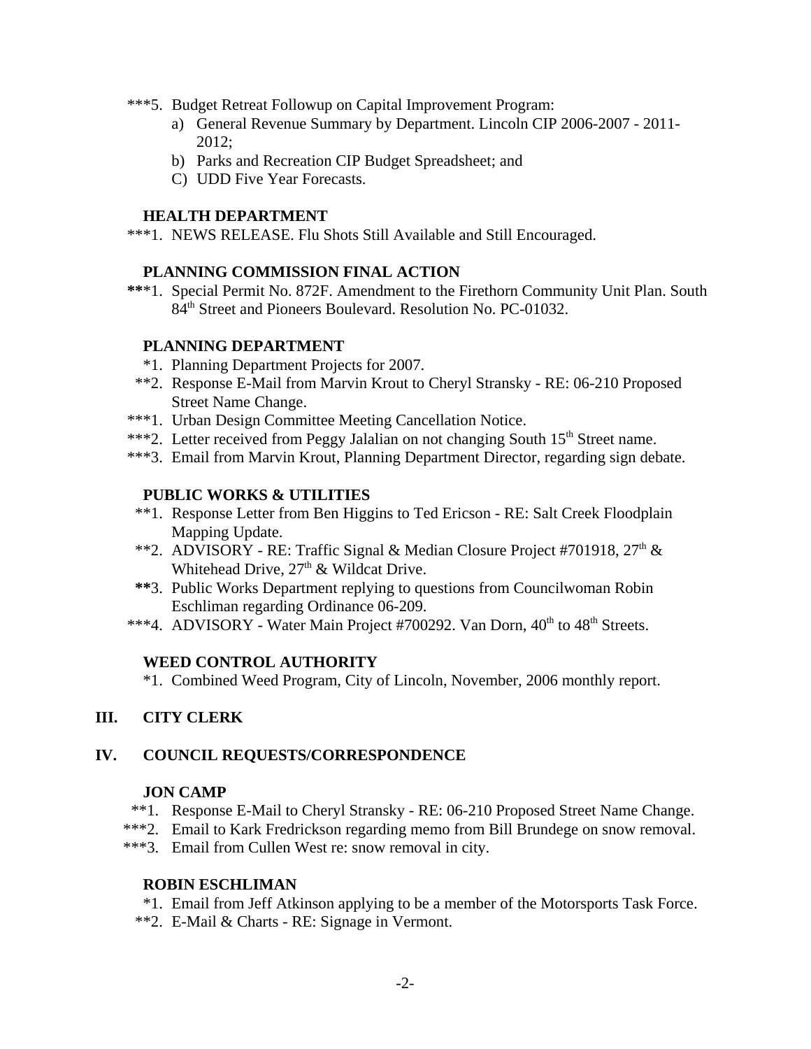***5. Budget Retreat Followup on Capital Improvement Program:

a) General Revenue Summary by Department. Lincoln CIP 2006-2007 - 2011-2012;

b) Parks and Recreation CIP Budget Spreadsheet; and

C) UDD Five Year Forecasts.

**HEALTH DEPARTMENT**

***1. NEWS RELEASE. Flu Shots Still Available and Still Encouraged.

**PLANNING COMMISSION FINAL ACTION**

***1. Special Permit No. 872F. Amendment to the Firethorn Community Unit Plan. South 84th Street and Pioneers Boulevard. Resolution No. PC-01032.

**PLANNING DEPARTMENT**

*1. Planning Department Projects for 2007.

**2. Response E-Mail from Marvin Krout to Cheryl Stransky - RE: 06-210 Proposed Street Name Change.

***1. Urban Design Committee Meeting Cancellation Notice.

***2. Letter received from Peggy Jalalian on not changing South 15th Street name.

***3. Email from Marvin Krout, Planning Department Director, regarding sign debate.

**PUBLIC WORKS & UTILITIES**

**1. Response Letter from Ben Higgins to Ted Ericson - RE: Salt Creek Floodplain Mapping Update.

**2. ADVISORY - RE: Traffic Signal & Median Closure Project #701918, 27th & Whitehead Drive, 27th & Wildcat Drive.

**3. Public Works Department replying to questions from Councilwoman Robin Eschliman regarding Ordinance 06-209.

***4. ADVISORY - Water Main Project #700292. Van Dorn, 40th to 48th Streets.

**WEED CONTROL AUTHORITY**

*1. Combined Weed Program, City of Lincoln, November, 2006 monthly report.

## III. CITY CLERK

## IV. COUNCIL REQUESTS/CORRESPONDENCE

**JON CAMP**

**1. Response E-Mail to Cheryl Stransky - RE: 06-210 Proposed Street Name Change.

***2. Email to Kark Fredrickson regarding memo from Bill Brundege on snow removal.

***3. Email from Cullen West re: snow removal in city.

**ROBIN ESCHLIMAN**

*1. Email from Jeff Atkinson applying to be a member of the Motorsports Task Force.

**2. E-Mail & Charts - RE: Signage in Vermont.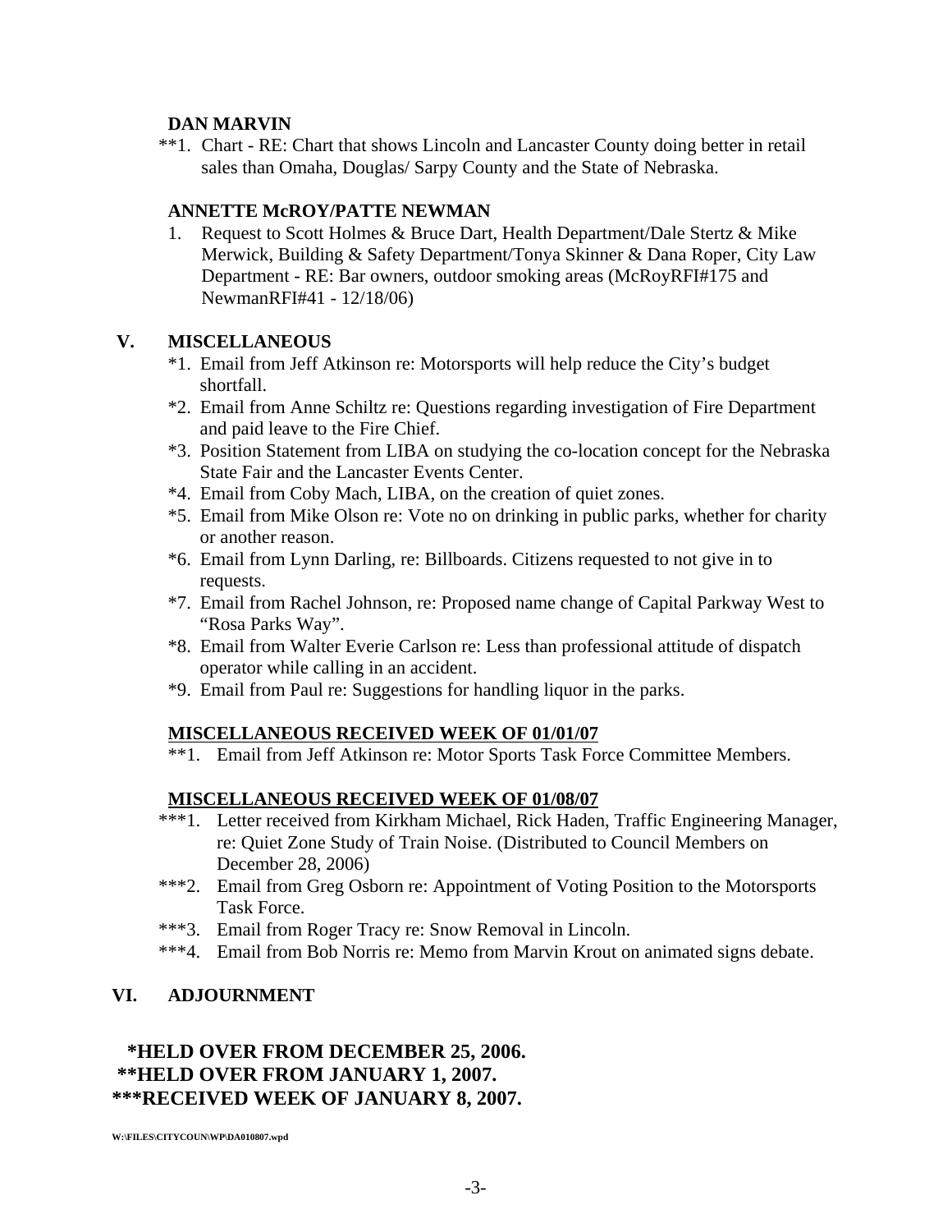**DAN MARVIN**

**1. Chart - RE: Chart that shows Lincoln and Lancaster County doing better in retail sales than Omaha, Douglas/ Sarpy County and the State of Nebraska.

**ANNETTE McROY/PATTE NEWMAN**

1. Request to Scott Holmes & Bruce Dart, Health Department/Dale Stertz & Mike Merwick, Building & Safety Department/Tonya Skinner & Dana Roper, City Law Department - RE: Bar owners, outdoor smoking areas (McRoyRFI#175 and NewmanRFI#41 - 12/18/06)

## V. MISCELLANEOUS

*1. Email from Jeff Atkinson re: Motorsports will help reduce the City's budget shortfall.
*2. Email from Anne Schiltz re: Questions regarding investigation of Fire Department and paid leave to the Fire Chief.
*3. Position Statement from LIBA on studying the co-location concept for the Nebraska State Fair and the Lancaster Events Center.
*4. Email from Coby Mach, LIBA, on the creation of quiet zones.
*5. Email from Mike Olson re: Vote no on drinking in public parks, whether for charity or another reason.
*6. Email from Lynn Darling, re: Billboards. Citizens requested to not give in to requests.
*7. Email from Rachel Johnson, re: Proposed name change of Capital Parkway West to "Rosa Parks Way".
*8. Email from Walter Everie Carlson re: Less than professional attitude of dispatch operator while calling in an accident.
*9. Email from Paul re: Suggestions for handling liquor in the parks.

**MISCELLANEOUS RECEIVED WEEK OF 01/01/07**

**1. Email from Jeff Atkinson re: Motor Sports Task Force Committee Members.

**MISCELLANEOUS RECEIVED WEEK OF 01/08/07**

***1. Letter received from Kirkham Michael, Rick Haden, Traffic Engineering Manager, re: Quiet Zone Study of Train Noise. (Distributed to Council Members on December 28, 2006)
***2. Email from Greg Osborn re: Appointment of Voting Position to the Motorsports Task Force.
***3. Email from Roger Tracy re: Snow Removal in Lincoln.
***4. Email from Bob Norris re: Memo from Marvin Krout on animated signs debate.

## VI. ADJOURNMENT

**\*HELD OVER FROM DECEMBER 25, 2006.**
**\*\*HELD OVER FROM JANUARY 1, 2007.**
**\*\*\*RECEIVED WEEK OF JANUARY 8, 2007.**

W:\FILES\CITYCOUN\WP\DA010807.wpd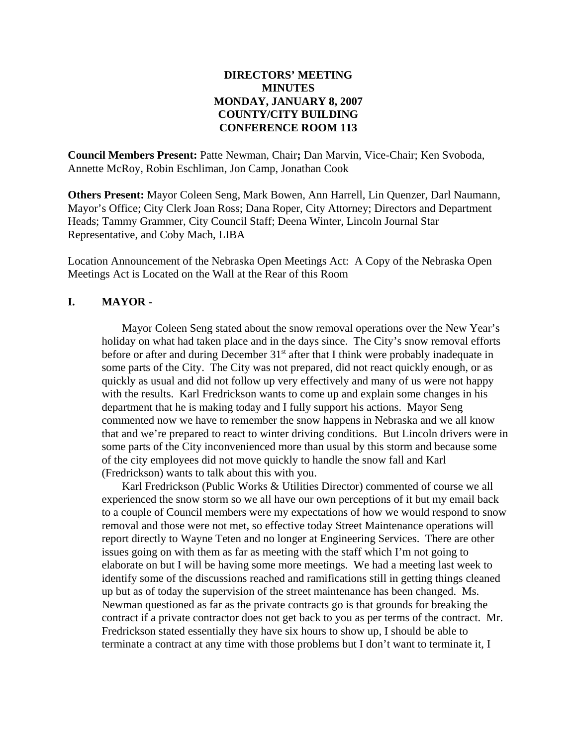**DIRECTORS' MEETING**
**MINUTES**
**MONDAY, JANUARY 8, 2007**
**COUNTY/CITY BUILDING**
**CONFERENCE ROOM 113**

**Council Members Present:** Patte Newman, Chair**;** Dan Marvin, Vice-Chair; Ken Svoboda, Annette McRoy, Robin Eschliman, Jon Camp, Jonathan Cook

**Others Present:** Mayor Coleen Seng, Mark Bowen, Ann Harrell, Lin Quenzer, Darl Naumann, Mayor's Office; City Clerk Joan Ross; Dana Roper, City Attorney; Directors and Department Heads; Tammy Grammer, City Council Staff; Deena Winter, Lincoln Journal Star Representative, and Coby Mach, LIBA

Location Announcement of the Nebraska Open Meetings Act: A Copy of the Nebraska Open Meetings Act is Located on the Wall at the Rear of this Room

## I. MAYOR -

Mayor Coleen Seng stated about the snow removal operations over the New Year's holiday on what had taken place and in the days since. The City's snow removal efforts before or after and during December 31st after that I think were probably inadequate in some parts of the City. The City was not prepared, did not react quickly enough, or as quickly as usual and did not follow up very effectively and many of us were not happy with the results. Karl Fredrickson wants to come up and explain some changes in his department that he is making today and I fully support his actions. Mayor Seng commented now we have to remember the snow happens in Nebraska and we all know that and we're prepared to react to winter driving conditions. But Lincoln drivers were in some parts of the City inconvenienced more than usual by this storm and because some of the city employees did not move quickly to handle the snow fall and Karl (Fredrickson) wants to talk about this with you.

Karl Fredrickson (Public Works & Utilities Director) commented of course we all experienced the snow storm so we all have our own perceptions of it but my email back to a couple of Council members were my expectations of how we would respond to snow removal and those were not met, so effective today Street Maintenance operations will report directly to Wayne Teten and no longer at Engineering Services. There are other issues going on with them as far as meeting with the staff which I'm not going to elaborate on but I will be having some more meetings. We had a meeting last week to identify some of the discussions reached and ramifications still in getting things cleaned up but as of today the supervision of the street maintenance has been changed. Ms. Newman questioned as far as the private contracts go is that grounds for breaking the contract if a private contractor does not get back to you as per terms of the contract. Mr. Fredrickson stated essentially they have six hours to show up, I should be able to terminate a contract at any time with those problems but I don't want to terminate it, I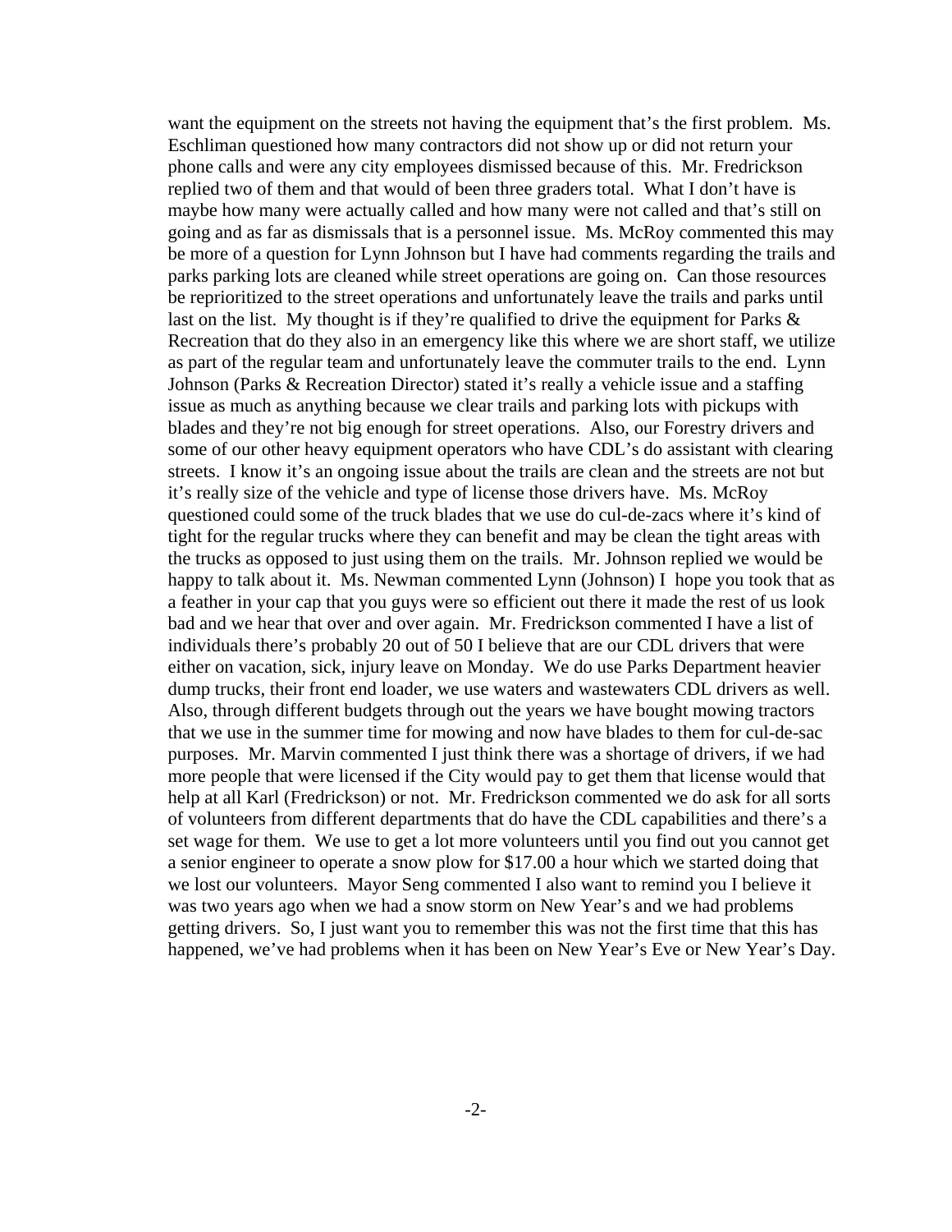want the equipment on the streets not having the equipment that's the first problem. Ms. Eschliman questioned how many contractors did not show up or did not return your phone calls and were any city employees dismissed because of this. Mr. Fredrickson replied two of them and that would of been three graders total. What I don't have is maybe how many were actually called and how many were not called and that's still on going and as far as dismissals that is a personnel issue. Ms. McRoy commented this may be more of a question for Lynn Johnson but I have had comments regarding the trails and parks parking lots are cleaned while street operations are going on. Can those resources be reprioritized to the street operations and unfortunately leave the trails and parks until last on the list. My thought is if they're qualified to drive the equipment for Parks & Recreation that do they also in an emergency like this where we are short staff, we utilize as part of the regular team and unfortunately leave the commuter trails to the end. Lynn Johnson (Parks & Recreation Director) stated it's really a vehicle issue and a staffing issue as much as anything because we clear trails and parking lots with pickups with blades and they're not big enough for street operations. Also, our Forestry drivers and some of our other heavy equipment operators who have CDL's do assistant with clearing streets. I know it's an ongoing issue about the trails are clean and the streets are not but it's really size of the vehicle and type of license those drivers have. Ms. McRoy questioned could some of the truck blades that we use do cul-de-zacs where it's kind of tight for the regular trucks where they can benefit and may be clean the tight areas with the trucks as opposed to just using them on the trails. Mr. Johnson replied we would be happy to talk about it. Ms. Newman commented Lynn (Johnson) I hope you took that as a feather in your cap that you guys were so efficient out there it made the rest of us look bad and we hear that over and over again. Mr. Fredrickson commented I have a list of individuals there's probably 20 out of 50 I believe that are our CDL drivers that were either on vacation, sick, injury leave on Monday. We do use Parks Department heavier dump trucks, their front end loader, we use waters and wastewaters CDL drivers as well. Also, through different budgets through out the years we have bought mowing tractors that we use in the summer time for mowing and now have blades to them for cul-de-sac purposes. Mr. Marvin commented I just think there was a shortage of drivers, if we had more people that were licensed if the City would pay to get them that license would that help at all Karl (Fredrickson) or not. Mr. Fredrickson commented we do ask for all sorts of volunteers from different departments that do have the CDL capabilities and there's a set wage for them. We use to get a lot more volunteers until you find out you cannot get a senior engineer to operate a snow plow for $17.00 a hour which we started doing that we lost our volunteers. Mayor Seng commented I also want to remind you I believe it was two years ago when we had a snow storm on New Year's and we had problems getting drivers. So, I just want you to remember this was not the first time that this has happened, we've had problems when it has been on New Year's Eve or New Year's Day.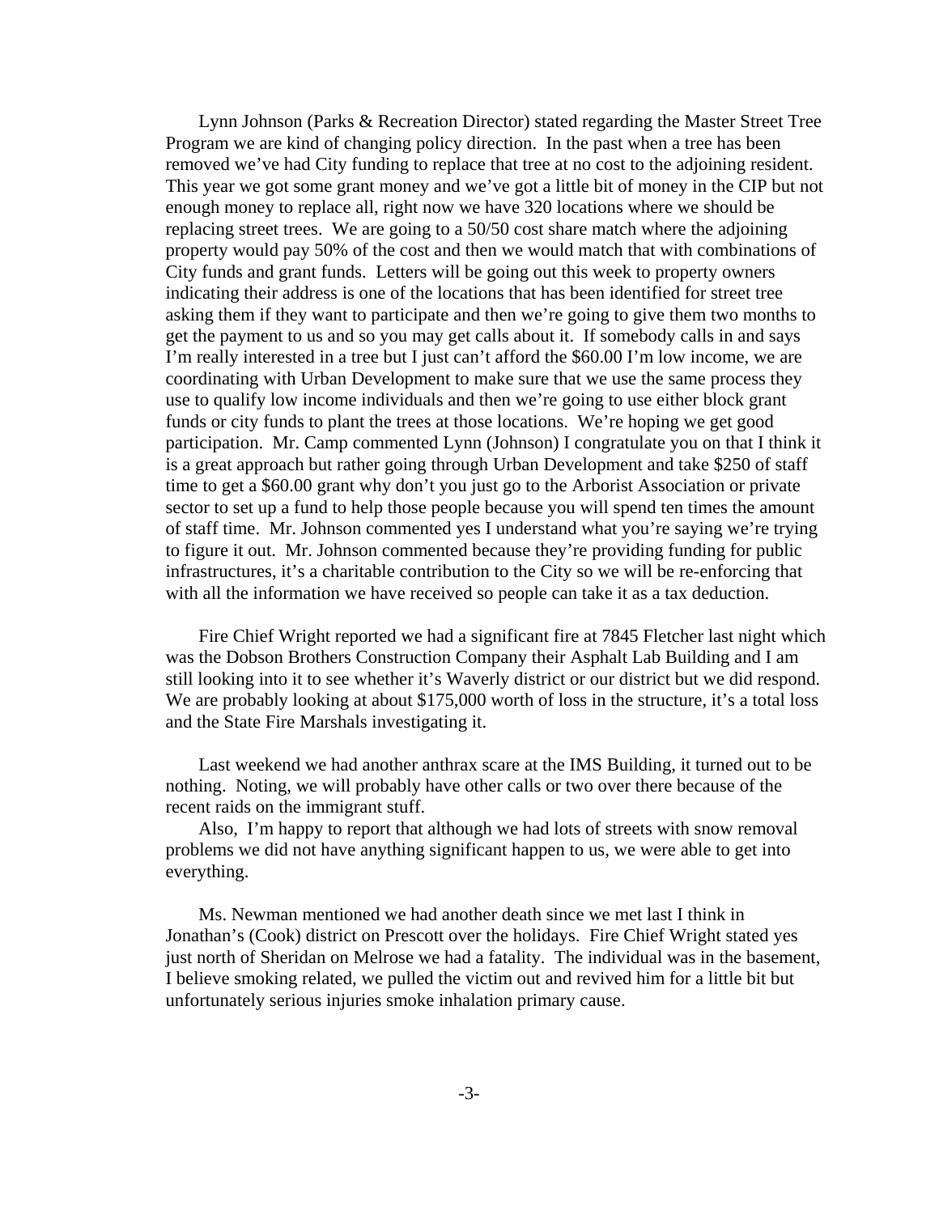Lynn Johnson (Parks & Recreation Director) stated regarding the Master Street Tree Program we are kind of changing policy direction. In the past when a tree has been removed we've had City funding to replace that tree at no cost to the adjoining resident. This year we got some grant money and we've got a little bit of money in the CIP but not enough money to replace all, right now we have 320 locations where we should be replacing street trees. We are going to a 50/50 cost share match where the adjoining property would pay 50% of the cost and then we would match that with combinations of City funds and grant funds. Letters will be going out this week to property owners indicating their address is one of the locations that has been identified for street tree asking them if they want to participate and then we're going to give them two months to get the payment to us and so you may get calls about it. If somebody calls in and says I'm really interested in a tree but I just can't afford the $60.00 I'm low income, we are coordinating with Urban Development to make sure that we use the same process they use to qualify low income individuals and then we're going to use either block grant funds or city funds to plant the trees at those locations. We're hoping we get good participation. Mr. Camp commented Lynn (Johnson) I congratulate you on that I think it is a great approach but rather going through Urban Development and take $250 of staff time to get a $60.00 grant why don't you just go to the Arborist Association or private sector to set up a fund to help those people because you will spend ten times the amount of staff time. Mr. Johnson commented yes I understand what you're saying we're trying to figure it out. Mr. Johnson commented because they're providing funding for public infrastructures, it's a charitable contribution to the City so we will be re-enforcing that with all the information we have received so people can take it as a tax deduction.

Fire Chief Wright reported we had a significant fire at 7845 Fletcher last night which was the Dobson Brothers Construction Company their Asphalt Lab Building and I am still looking into it to see whether it's Waverly district or our district but we did respond. We are probably looking at about $175,000 worth of loss in the structure, it's a total loss and the State Fire Marshals investigating it.

Last weekend we had another anthrax scare at the IMS Building, it turned out to be nothing. Noting, we will probably have other calls or two over there because of the recent raids on the immigrant stuff.

Also, I'm happy to report that although we had lots of streets with snow removal problems we did not have anything significant happen to us, we were able to get into everything.

Ms. Newman mentioned we had another death since we met last I think in Jonathan's (Cook) district on Prescott over the holidays. Fire Chief Wright stated yes just north of Sheridan on Melrose we had a fatality. The individual was in the basement, I believe smoking related, we pulled the victim out and revived him for a little bit but unfortunately serious injuries smoke inhalation primary cause.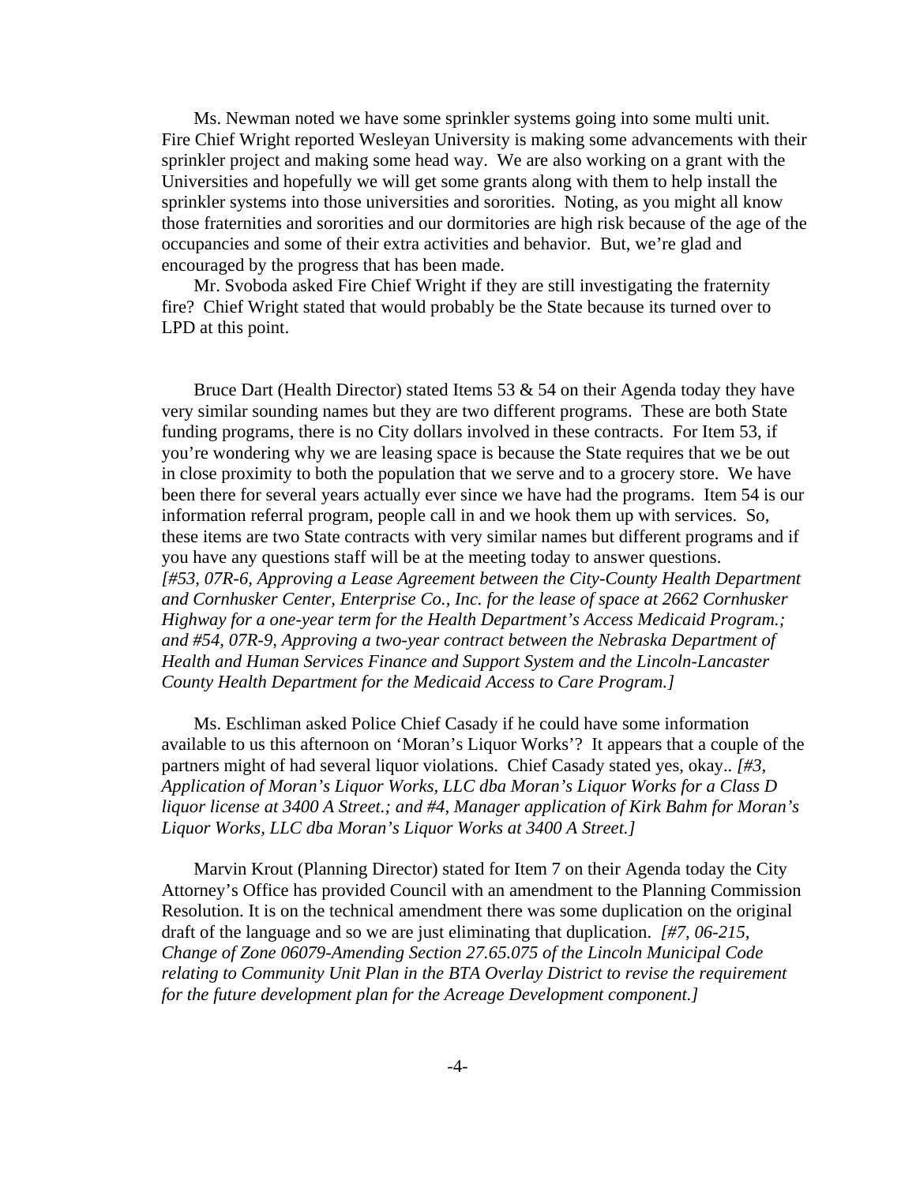Ms. Newman noted we have some sprinkler systems going into some multi unit. Fire Chief Wright reported Wesleyan University is making some advancements with their sprinkler project and making some head way. We are also working on a grant with the Universities and hopefully we will get some grants along with them to help install the sprinkler systems into those universities and sororities. Noting, as you might all know those fraternities and sororities and our dormitories are high risk because of the age of the occupancies and some of their extra activities and behavior. But, we're glad and encouraged by the progress that has been made.

Mr. Svoboda asked Fire Chief Wright if they are still investigating the fraternity fire? Chief Wright stated that would probably be the State because its turned over to LPD at this point.

Bruce Dart (Health Director) stated Items 53 & 54 on their Agenda today they have very similar sounding names but they are two different programs. These are both State funding programs, there is no City dollars involved in these contracts. For Item 53, if you're wondering why we are leasing space is because the State requires that we be out in close proximity to both the population that we serve and to a grocery store. We have been there for several years actually ever since we have had the programs. Item 54 is our information referral program, people call in and we hook them up with services. So, these items are two State contracts with very similar names but different programs and if you have any questions staff will be at the meeting today to answer questions. *[#53, 07R-6, Approving a Lease Agreement between the City-County Health Department and Cornhusker Center, Enterprise Co., Inc. for the lease of space at 2662 Cornhusker Highway for a one-year term for the Health Department's Access Medicaid Program.; and #54, 07R-9, Approving a two-year contract between the Nebraska Department of Health and Human Services Finance and Support System and the Lincoln-Lancaster County Health Department for the Medicaid Access to Care Program.]*

Ms. Eschliman asked Police Chief Casady if he could have some information available to us this afternoon on 'Moran's Liquor Works'? It appears that a couple of the partners might of had several liquor violations. Chief Casady stated yes, okay.. *[#3, Application of Moran's Liquor Works, LLC dba Moran's Liquor Works for a Class D liquor license at 3400 A Street.; and #4, Manager application of Kirk Bahm for Moran's Liquor Works, LLC dba Moran's Liquor Works at 3400 A Street.]*

Marvin Krout (Planning Director) stated for Item 7 on their Agenda today the City Attorney's Office has provided Council with an amendment to the Planning Commission Resolution. It is on the technical amendment there was some duplication on the original draft of the language and so we are just eliminating that duplication. *[#7, 06-215, Change of Zone 06079-Amending Section 27.65.075 of the Lincoln Municipal Code relating to Community Unit Plan in the BTA Overlay District to revise the requirement for the future development plan for the Acreage Development component.]*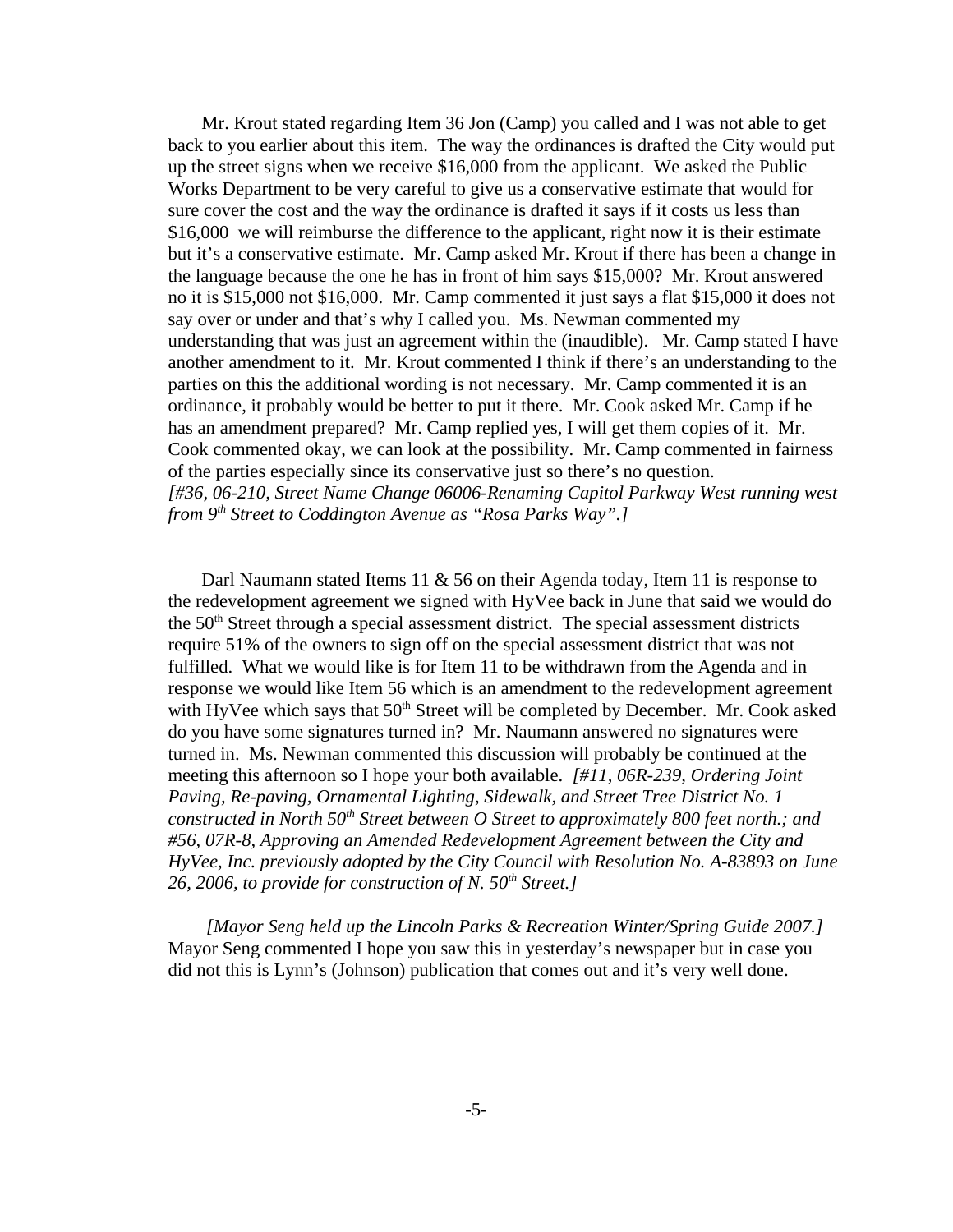Mr. Krout stated regarding Item 36 Jon (Camp) you called and I was not able to get back to you earlier about this item. The way the ordinances is drafted the City would put up the street signs when we receive $16,000 from the applicant. We asked the Public Works Department to be very careful to give us a conservative estimate that would for sure cover the cost and the way the ordinance is drafted it says if it costs us less than $16,000 we will reimburse the difference to the applicant, right now it is their estimate but it's a conservative estimate. Mr. Camp asked Mr. Krout if there has been a change in the language because the one he has in front of him says $15,000? Mr. Krout answered no it is $15,000 not $16,000. Mr. Camp commented it just says a flat $15,000 it does not say over or under and that's why I called you. Ms. Newman commented my understanding that was just an agreement within the (inaudible). Mr. Camp stated I have another amendment to it. Mr. Krout commented I think if there's an understanding to the parties on this the additional wording is not necessary. Mr. Camp commented it is an ordinance, it probably would be better to put it there. Mr. Cook asked Mr. Camp if he has an amendment prepared? Mr. Camp replied yes, I will get them copies of it. Mr. Cook commented okay, we can look at the possibility. Mr. Camp commented in fairness of the parties especially since its conservative just so there's no question.
*[#36, 06-210, Street Name Change 06006-Renaming Capitol Parkway West running west from 9th Street to Coddington Avenue as "Rosa Parks Way".]*

Darl Naumann stated Items 11 & 56 on their Agenda today, Item 11 is response to the redevelopment agreement we signed with HyVee back in June that said we would do the 50th Street through a special assessment district. The special assessment districts require 51% of the owners to sign off on the special assessment district that was not fulfilled. What we would like is for Item 11 to be withdrawn from the Agenda and in response we would like Item 56 which is an amendment to the redevelopment agreement with HyVee which says that 50th Street will be completed by December. Mr. Cook asked do you have some signatures turned in? Mr. Naumann answered no signatures were turned in. Ms. Newman commented this discussion will probably be continued at the meeting this afternoon so I hope your both available. *[#11, 06R-239, Ordering Joint Paving, Re-paving, Ornamental Lighting, Sidewalk, and Street Tree District No. 1 constructed in North 50th Street between O Street to approximately 800 feet north.; and #56, 07R-8, Approving an Amended Redevelopment Agreement between the City and HyVee, Inc. previously adopted by the City Council with Resolution No. A-83893 on June 26, 2006, to provide for construction of N. 50th Street.]*

*[Mayor Seng held up the Lincoln Parks & Recreation Winter/Spring Guide 2007.]* Mayor Seng commented I hope you saw this in yesterday's newspaper but in case you did not this is Lynn's (Johnson) publication that comes out and it's very well done.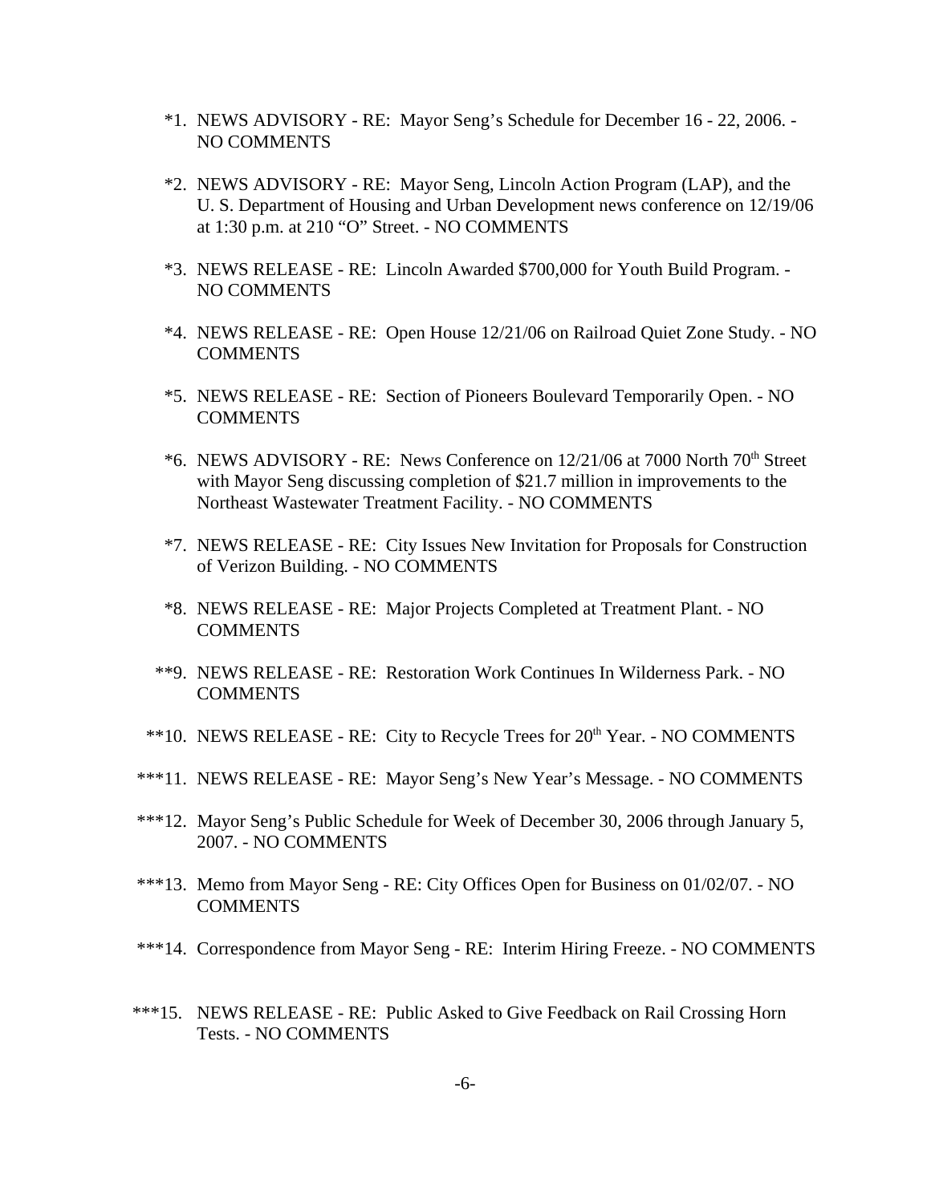*1. NEWS ADVISORY - RE: Mayor Seng's Schedule for December 16 - 22, 2006. - NO COMMENTS

*2. NEWS ADVISORY - RE: Mayor Seng, Lincoln Action Program (LAP), and the U. S. Department of Housing and Urban Development news conference on 12/19/06 at 1:30 p.m. at 210 "O" Street. - NO COMMENTS

*3. NEWS RELEASE - RE: Lincoln Awarded $700,000 for Youth Build Program. - NO COMMENTS

*4. NEWS RELEASE - RE: Open House 12/21/06 on Railroad Quiet Zone Study. - NO COMMENTS

*5. NEWS RELEASE - RE: Section of Pioneers Boulevard Temporarily Open. - NO COMMENTS

*6. NEWS ADVISORY - RE: News Conference on 12/21/06 at 7000 North 70th Street with Mayor Seng discussing completion of $21.7 million in improvements to the Northeast Wastewater Treatment Facility. - NO COMMENTS

*7. NEWS RELEASE - RE: City Issues New Invitation for Proposals for Construction of Verizon Building. - NO COMMENTS

*8. NEWS RELEASE - RE: Major Projects Completed at Treatment Plant. - NO COMMENTS

**9. NEWS RELEASE - RE: Restoration Work Continues In Wilderness Park. - NO COMMENTS

**10. NEWS RELEASE - RE: City to Recycle Trees for 20th Year. - NO COMMENTS

***11. NEWS RELEASE - RE: Mayor Seng's New Year's Message. - NO COMMENTS

***12. Mayor Seng's Public Schedule for Week of December 30, 2006 through January 5, 2007. - NO COMMENTS

***13. Memo from Mayor Seng - RE: City Offices Open for Business on 01/02/07. - NO COMMENTS

***14. Correspondence from Mayor Seng - RE: Interim Hiring Freeze. - NO COMMENTS

***15. NEWS RELEASE - RE: Public Asked to Give Feedback on Rail Crossing Horn Tests. - NO COMMENTS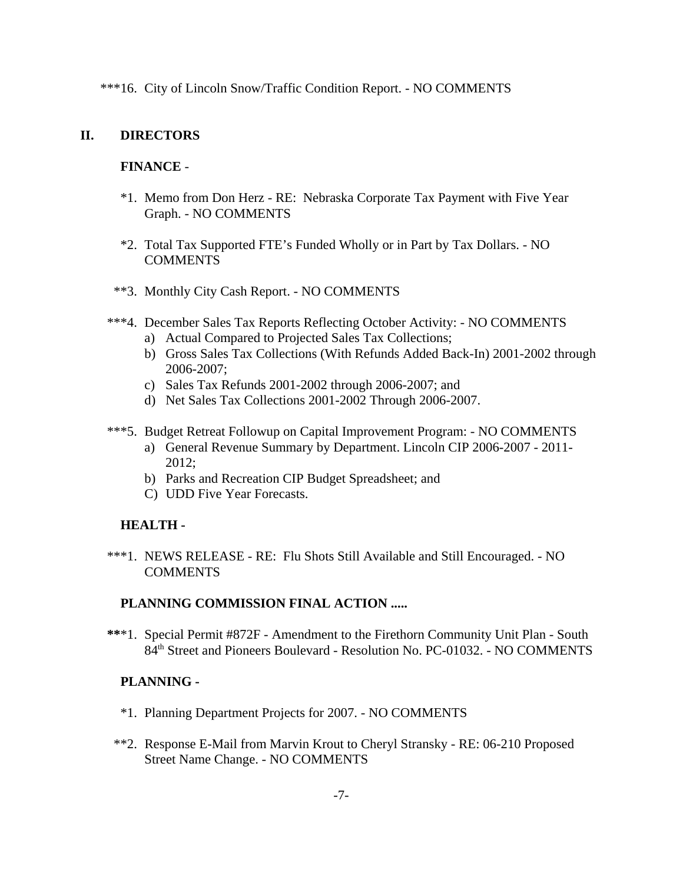***16. City of Lincoln Snow/Traffic Condition Report. - NO COMMENTS

## II. DIRECTORS

**FINANCE** -

*1. Memo from Don Herz - RE: Nebraska Corporate Tax Payment with Five Year Graph. - NO COMMENTS

*2. Total Tax Supported FTE's Funded Wholly or in Part by Tax Dollars. - NO COMMENTS

**3. Monthly City Cash Report. - NO COMMENTS

***4. December Sales Tax Reports Reflecting October Activity: - NO COMMENTS

a) Actual Compared to Projected Sales Tax Collections;
b) Gross Sales Tax Collections (With Refunds Added Back-In) 2001-2002 through 2006-2007;
c) Sales Tax Refunds 2001-2002 through 2006-2007; and
d) Net Sales Tax Collections 2001-2002 Through 2006-2007.

***5. Budget Retreat Followup on Capital Improvement Program: - NO COMMENTS

a) General Revenue Summary by Department. Lincoln CIP 2006-2007 - 2011-2012;
b) Parks and Recreation CIP Budget Spreadsheet; and
C) UDD Five Year Forecasts.

**HEALTH -**

***1. NEWS RELEASE - RE: Flu Shots Still Available and Still Encouraged. - NO COMMENTS

**PLANNING COMMISSION FINAL ACTION .....**

***1. Special Permit #872F - Amendment to the Firethorn Community Unit Plan - South 84th Street and Pioneers Boulevard - Resolution No. PC-01032. - NO COMMENTS

**PLANNING -**

*1. Planning Department Projects for 2007. - NO COMMENTS

**2. Response E-Mail from Marvin Krout to Cheryl Stransky - RE: 06-210 Proposed Street Name Change. - NO COMMENTS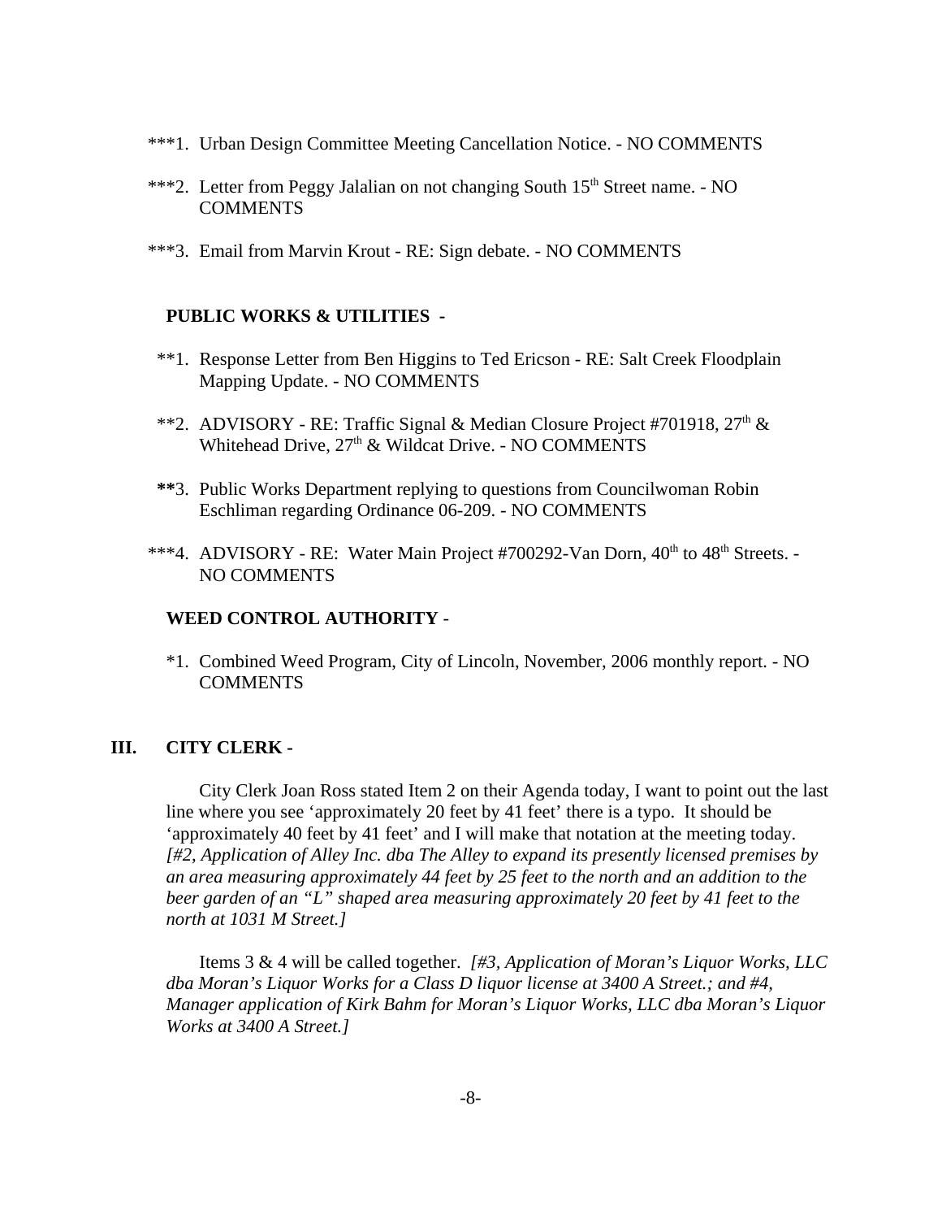***1. Urban Design Committee Meeting Cancellation Notice. - NO COMMENTS

***2. Letter from Peggy Jalalian on not changing South 15th Street name. - NO COMMENTS

***3. Email from Marvin Krout - RE: Sign debate. - NO COMMENTS

**PUBLIC WORKS & UTILITIES -**

**1. Response Letter from Ben Higgins to Ted Ericson - RE: Salt Creek Floodplain Mapping Update. - NO COMMENTS

**2. ADVISORY - RE: Traffic Signal & Median Closure Project #701918, 27th & Whitehead Drive, 27th & Wildcat Drive. - NO COMMENTS

**3. Public Works Department replying to questions from Councilwoman Robin Eschliman regarding Ordinance 06-209. - NO COMMENTS

***4. ADVISORY - RE: Water Main Project #700292-Van Dorn, 40th to 48th Streets. - NO COMMENTS

**WEED CONTROL AUTHORITY -**

*1. Combined Weed Program, City of Lincoln, November, 2006 monthly report. - NO COMMENTS

## III. CITY CLERK -

City Clerk Joan Ross stated Item 2 on their Agenda today, I want to point out the last line where you see 'approximately 20 feet by 41 feet' there is a typo. It should be 'approximately 40 feet by 41 feet' and I will make that notation at the meeting today. *[#2, Application of Alley Inc. dba The Alley to expand its presently licensed premises by an area measuring approximately 44 feet by 25 feet to the north and an addition to the beer garden of an "L" shaped area measuring approximately 20 feet by 41 feet to the north at 1031 M Street.]*

Items 3 & 4 will be called together. *[#3, Application of Moran's Liquor Works, LLC dba Moran's Liquor Works for a Class D liquor license at 3400 A Street.; and #4, Manager application of Kirk Bahm for Moran's Liquor Works, LLC dba Moran's Liquor Works at 3400 A Street.]*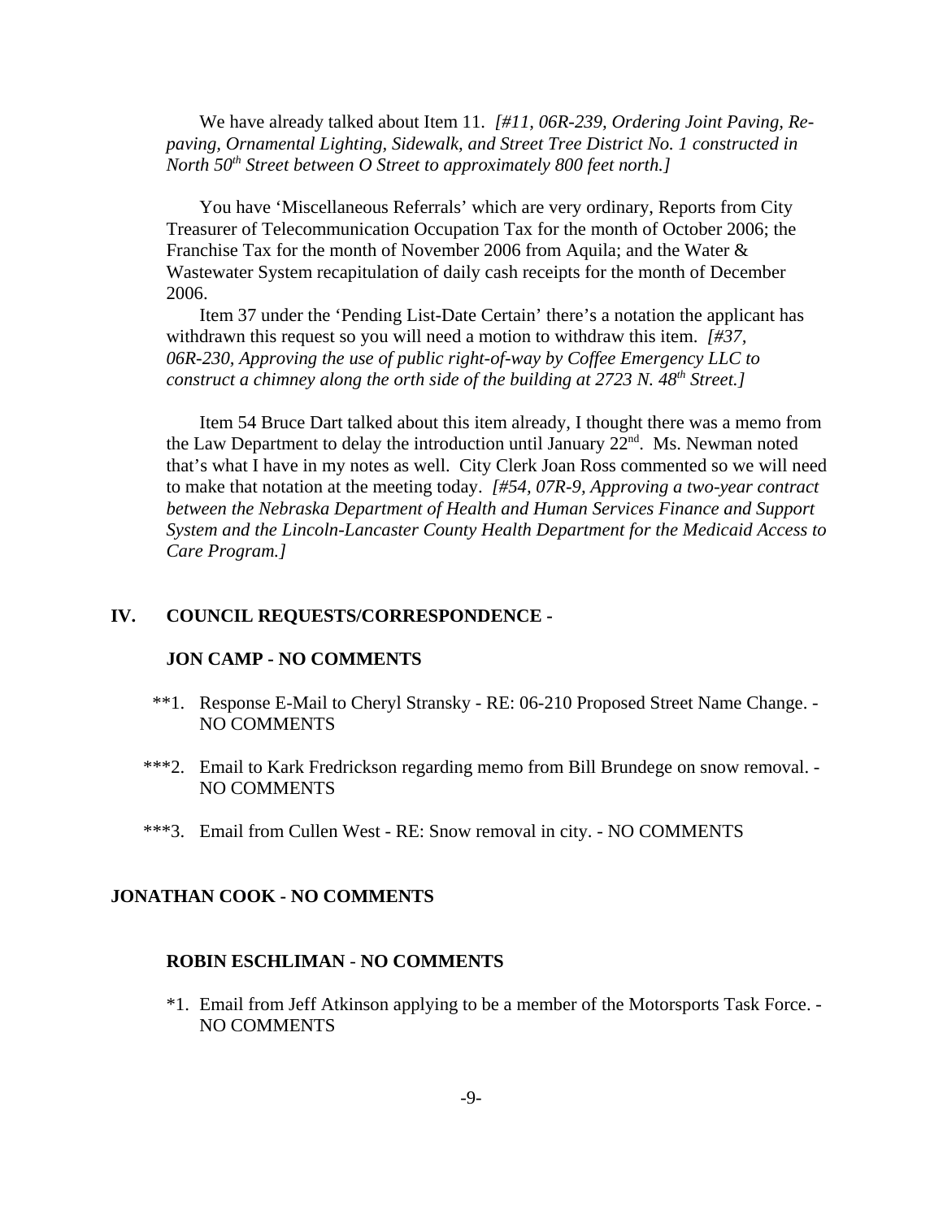We have already talked about Item 11. *[#11, 06R-239, Ordering Joint Paving, Re-paving, Ornamental Lighting, Sidewalk, and Street Tree District No. 1 constructed in North 50th Street between O Street to approximately 800 feet north.]*

You have 'Miscellaneous Referrals' which are very ordinary, Reports from City Treasurer of Telecommunication Occupation Tax for the month of October 2006; the Franchise Tax for the month of November 2006 from Aquila; and the Water & Wastewater System recapitulation of daily cash receipts for the month of December 2006.

Item 37 under the 'Pending List-Date Certain' there's a notation the applicant has withdrawn this request so you will need a motion to withdraw this item. *[#37, 06R-230, Approving the use of public right-of-way by Coffee Emergency LLC to construct a chimney along the orth side of the building at 2723 N. 48th Street.]*

Item 54 Bruce Dart talked about this item already, I thought there was a memo from the Law Department to delay the introduction until January 22nd. Ms. Newman noted that's what I have in my notes as well. City Clerk Joan Ross commented so we will need to make that notation at the meeting today. *[#54, 07R-9, Approving a two-year contract between the Nebraska Department of Health and Human Services Finance and Support System and the Lincoln-Lancaster County Health Department for the Medicaid Access to Care Program.]*

## IV. COUNCIL REQUESTS/CORRESPONDENCE -

### JON CAMP - NO COMMENTS

**1. Response E-Mail to Cheryl Stransky - RE: 06-210 Proposed Street Name Change. - NO COMMENTS

***2. Email to Kark Fredrickson regarding memo from Bill Brundege on snow removal. - NO COMMENTS

***3. Email from Cullen West - RE: Snow removal in city. - NO COMMENTS

### JONATHAN COOK - NO COMMENTS

### ROBIN ESCHLIMAN - NO COMMENTS

*1. Email from Jeff Atkinson applying to be a member of the Motorsports Task Force. - NO COMMENTS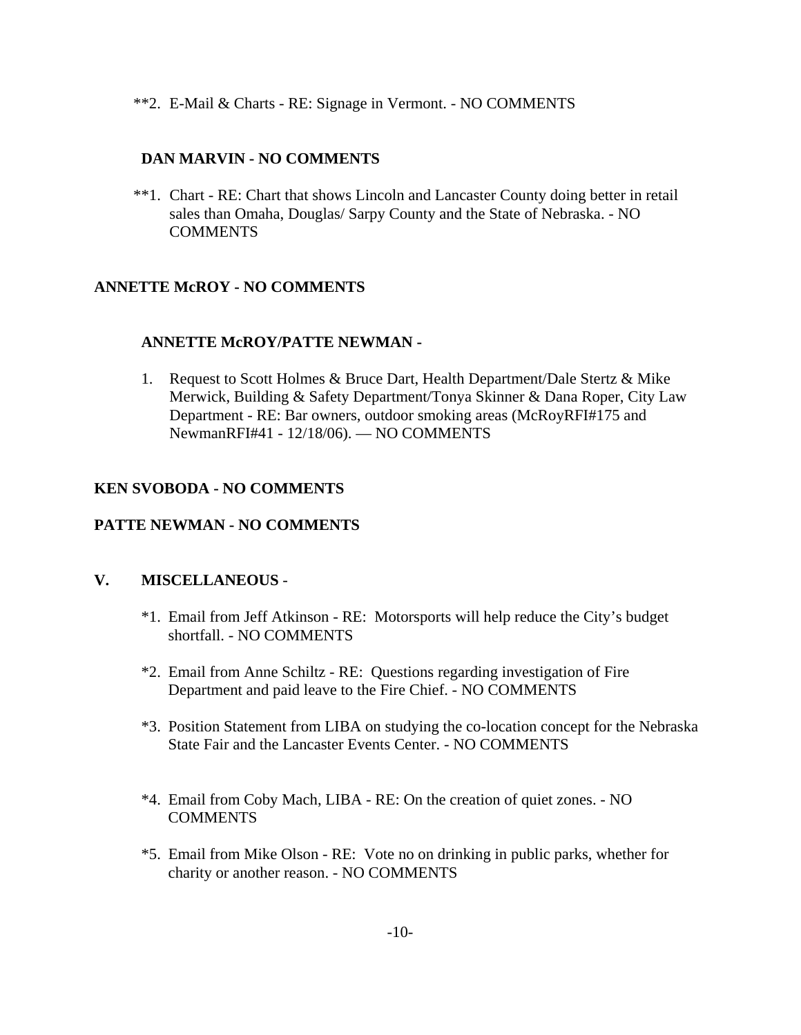**2. E-Mail & Charts - RE: Signage in Vermont. - NO COMMENTS

**DAN MARVIN - NO COMMENTS**

**1. Chart - RE: Chart that shows Lincoln and Lancaster County doing better in retail sales than Omaha, Douglas/ Sarpy County and the State of Nebraska. - NO COMMENTS

**ANNETTE McROY - NO COMMENTS**

**ANNETTE McROY/PATTE NEWMAN -**

1. Request to Scott Holmes & Bruce Dart, Health Department/Dale Stertz & Mike Merwick, Building & Safety Department/Tonya Skinner & Dana Roper, City Law Department - RE: Bar owners, outdoor smoking areas (McRoyRFI#175 and NewmanRFI#41 - 12/18/06). — NO COMMENTS

**KEN SVOBODA - NO COMMENTS**

**PATTE NEWMAN - NO COMMENTS**

## V. MISCELLANEOUS -

*1. Email from Jeff Atkinson - RE: Motorsports will help reduce the City's budget shortfall. - NO COMMENTS

*2. Email from Anne Schiltz - RE: Questions regarding investigation of Fire Department and paid leave to the Fire Chief. - NO COMMENTS

*3. Position Statement from LIBA on studying the co-location concept for the Nebraska State Fair and the Lancaster Events Center. - NO COMMENTS

*4. Email from Coby Mach, LIBA - RE: On the creation of quiet zones. - NO COMMENTS

*5. Email from Mike Olson - RE: Vote no on drinking in public parks, whether for charity or another reason. - NO COMMENTS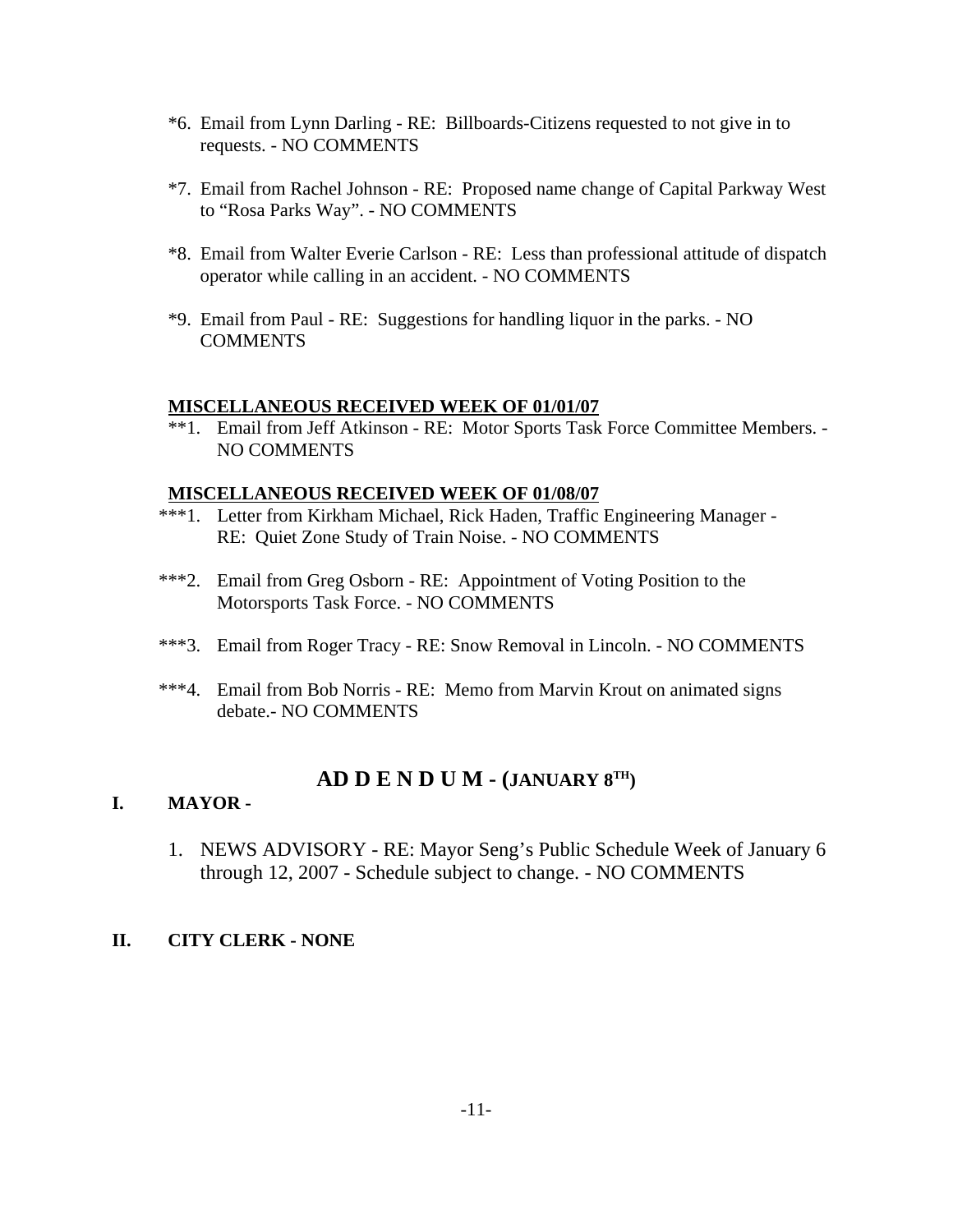*6. Email from Lynn Darling - RE: Billboards-Citizens requested to not give in to requests. - NO COMMENTS

*7. Email from Rachel Johnson - RE: Proposed name change of Capital Parkway West to "Rosa Parks Way". - NO COMMENTS

*8. Email from Walter Everie Carlson - RE: Less than professional attitude of dispatch operator while calling in an accident. - NO COMMENTS

*9. Email from Paul - RE: Suggestions for handling liquor in the parks. - NO COMMENTS

**MISCELLANEOUS RECEIVED WEEK OF 01/01/07**

**1. Email from Jeff Atkinson - RE: Motor Sports Task Force Committee Members. - NO COMMENTS

**MISCELLANEOUS RECEIVED WEEK OF 01/08/07**

***1. Letter from Kirkham Michael, Rick Haden, Traffic Engineering Manager - RE: Quiet Zone Study of Train Noise. - NO COMMENTS

***2. Email from Greg Osborn - RE: Appointment of Voting Position to the Motorsports Task Force. - NO COMMENTS

***3. Email from Roger Tracy - RE: Snow Removal in Lincoln. - NO COMMENTS

***4. Email from Bob Norris - RE: Memo from Marvin Krout on animated signs debate.- NO COMMENTS

## AD D E N D U M - (JANUARY 8TH)

**I. MAYOR -**

1. NEWS ADVISORY - RE: Mayor Seng's Public Schedule Week of January 6 through 12, 2007 - Schedule subject to change. - NO COMMENTS

**II. CITY CLERK - NONE**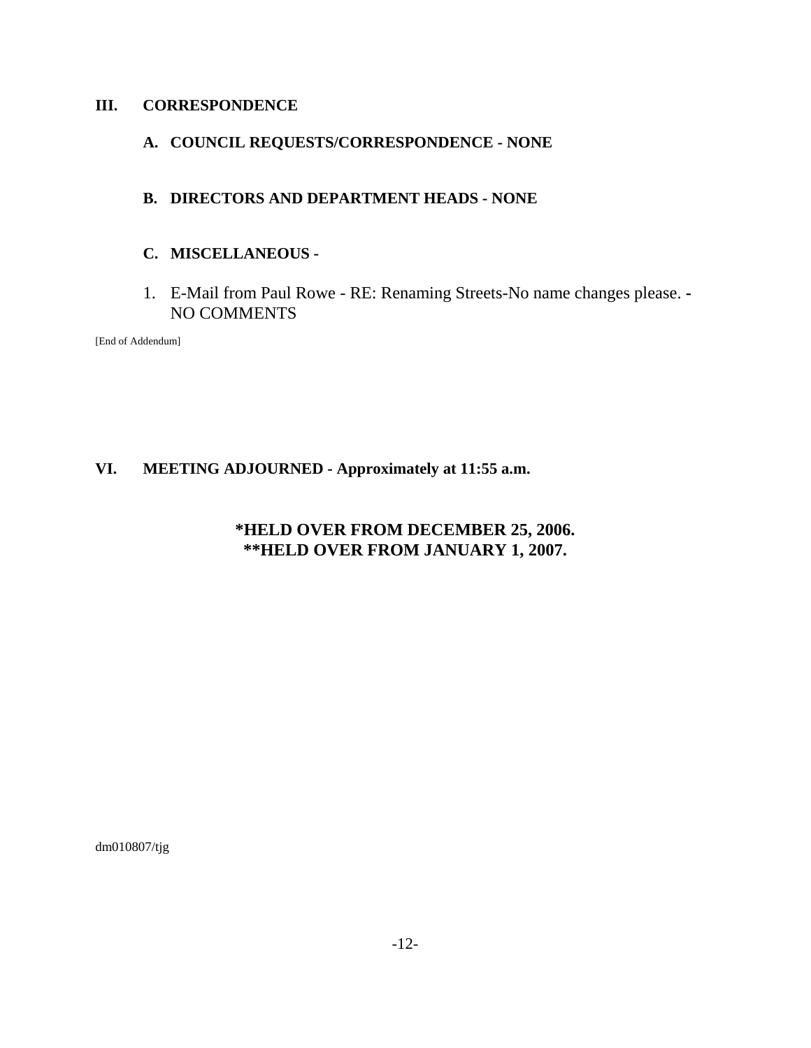## III. CORRESPONDENCE

### A. COUNCIL REQUESTS/CORRESPONDENCE - NONE

### B. DIRECTORS AND DEPARTMENT HEADS - NONE

### C. MISCELLANEOUS -

1. E-Mail from Paul Rowe - RE: Renaming Streets-No name changes please. - NO COMMENTS

[End of Addendum]

## VI. MEETING ADJOURNED - Approximately at 11:55 a.m.

**\*HELD OVER FROM DECEMBER 25, 2006.**
**\*\*HELD OVER FROM JANUARY 1, 2007.**

dm010807/tjg